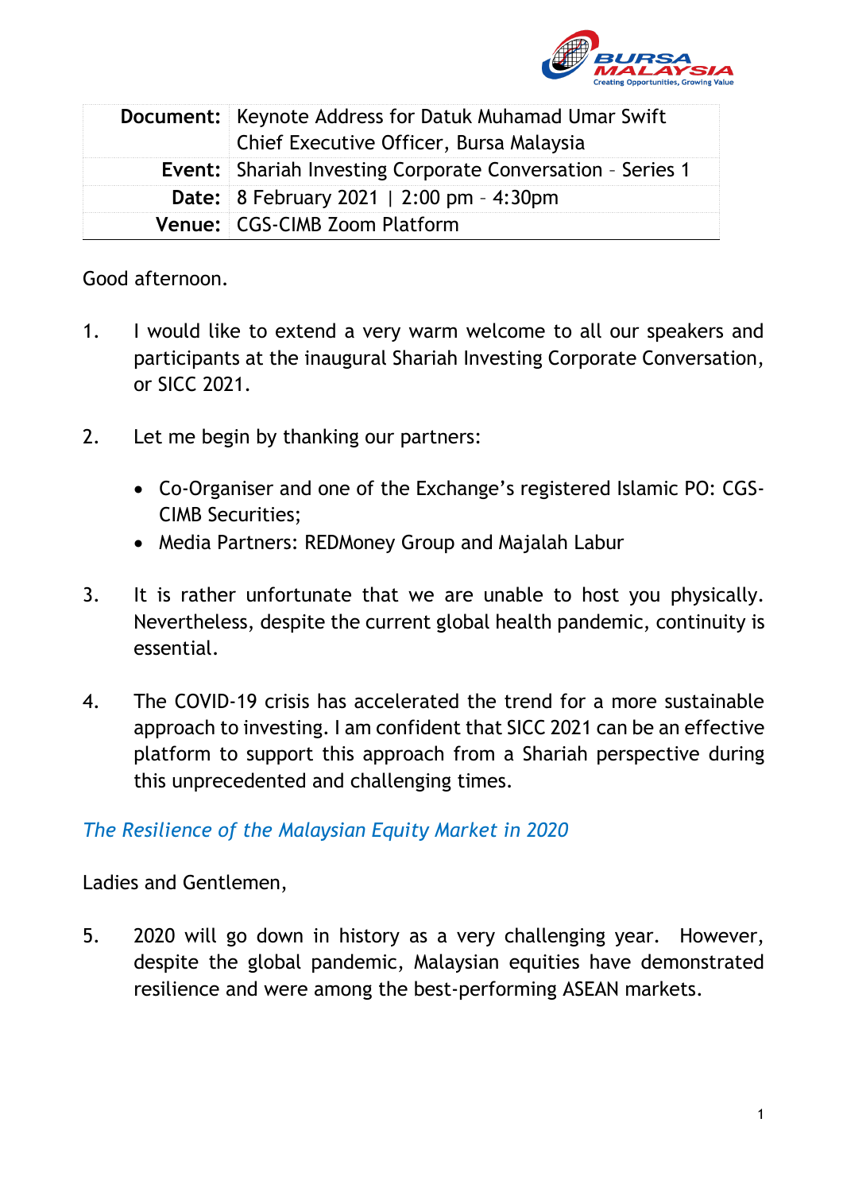| Document: | Keynote Address for Datuk Muhamad Umar Swift<br>Chief Executive Officer, Bursa Malaysia |
|---|---|
| Event: | Shariah Investing Corporate Conversation – Series 1 |
| Date: | 8 February 2021 \| 2:00 pm – 4:30pm |
| Venue: | CGS-CIMB Zoom Platform |

Good afternoon.

1. I would like to extend a very warm welcome to all our speakers and participants at the inaugural Shariah Investing Corporate Conversation, or SICC 2021.

2. Let me begin by thanking our partners:

   - Co-Organiser and one of the Exchange's registered Islamic PO: CGS-CIMB Securities;
   - Media Partners: REDMoney Group and Majalah Labur

3. It is rather unfortunate that we are unable to host you physically. Nevertheless, despite the current global health pandemic, continuity is essential.

4. The COVID-19 crisis has accelerated the trend for a more sustainable approach to investing. I am confident that SICC 2021 can be an effective platform to support this approach from a Shariah perspective during this unprecedented and challenging times.

*The Resilience of the Malaysian Equity Market in 2020*

Ladies and Gentlemen,

5. 2020 will go down in history as a very challenging year. However, despite the global pandemic, Malaysian equities have demonstrated resilience and were among the best-performing ASEAN markets.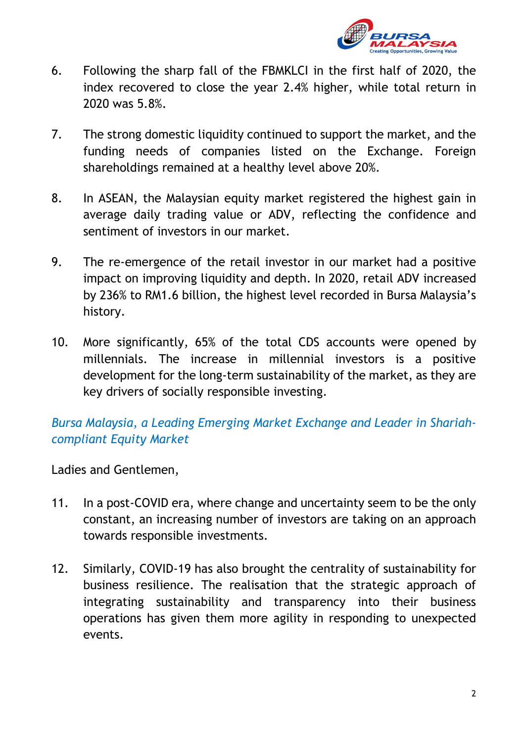6. Following the sharp fall of the FBMKLCI in the first half of 2020, the index recovered to close the year 2.4% higher, while total return in 2020 was 5.8%.

7. The strong domestic liquidity continued to support the market, and the funding needs of companies listed on the Exchange. Foreign shareholdings remained at a healthy level above 20%.

8. In ASEAN, the Malaysian equity market registered the highest gain in average daily trading value or ADV, reflecting the confidence and sentiment of investors in our market.

9. The re-emergence of the retail investor in our market had a positive impact on improving liquidity and depth. In 2020, retail ADV increased by 236% to RM1.6 billion, the highest level recorded in Bursa Malaysia's history.

10. More significantly, 65% of the total CDS accounts were opened by millennials. The increase in millennial investors is a positive development for the long-term sustainability of the market, as they are key drivers of socially responsible investing.

*Bursa Malaysia, a Leading Emerging Market Exchange and Leader in Shariah-compliant Equity Market*

Ladies and Gentlemen,

11. In a post-COVID era, where change and uncertainty seem to be the only constant, an increasing number of investors are taking on an approach towards responsible investments.

12. Similarly, COVID-19 has also brought the centrality of sustainability for business resilience. The realisation that the strategic approach of integrating sustainability and transparency into their business operations has given them more agility in responding to unexpected events.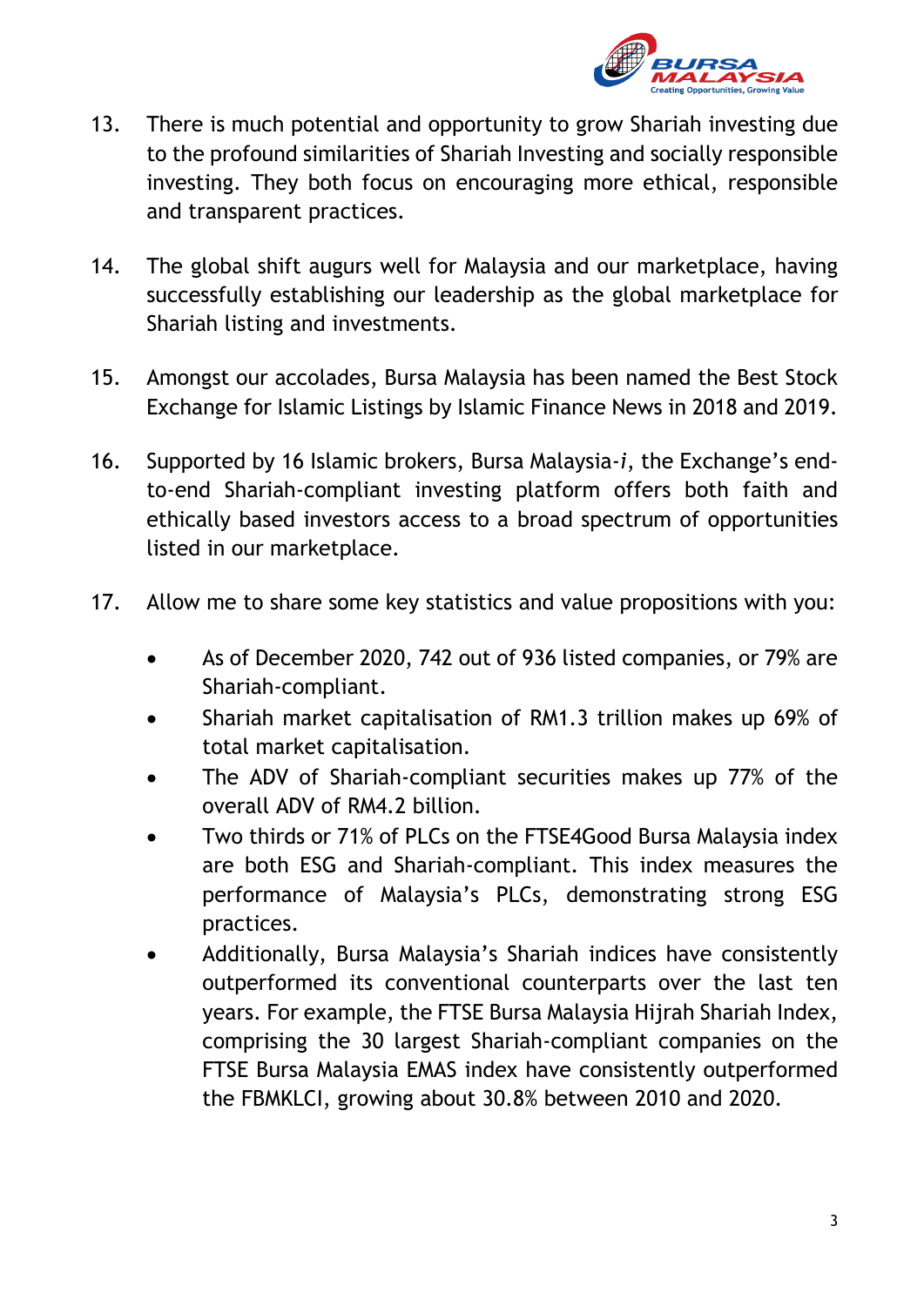13. There is much potential and opportunity to grow Shariah investing due to the profound similarities of Shariah Investing and socially responsible investing. They both focus on encouraging more ethical, responsible and transparent practices.

14. The global shift augurs well for Malaysia and our marketplace, having successfully establishing our leadership as the global marketplace for Shariah listing and investments.

15. Amongst our accolades, Bursa Malaysia has been named the Best Stock Exchange for Islamic Listings by Islamic Finance News in 2018 and 2019.

16. Supported by 16 Islamic brokers, Bursa Malaysia-*i*, the Exchange's end-to-end Shariah-compliant investing platform offers both faith and ethically based investors access to a broad spectrum of opportunities listed in our marketplace.

17. Allow me to share some key statistics and value propositions with you:

    - As of December 2020, 742 out of 936 listed companies, or 79% are Shariah-compliant.
    - Shariah market capitalisation of RM1.3 trillion makes up 69% of total market capitalisation.
    - The ADV of Shariah-compliant securities makes up 77% of the overall ADV of RM4.2 billion.
    - Two thirds or 71% of PLCs on the FTSE4Good Bursa Malaysia index are both ESG and Shariah-compliant. This index measures the performance of Malaysia's PLCs, demonstrating strong ESG practices.
    - Additionally, Bursa Malaysia's Shariah indices have consistently outperformed its conventional counterparts over the last ten years. For example, the FTSE Bursa Malaysia Hijrah Shariah Index, comprising the 30 largest Shariah-compliant companies on the FTSE Bursa Malaysia EMAS index have consistently outperformed the FBMKLCI, growing about 30.8% between 2010 and 2020.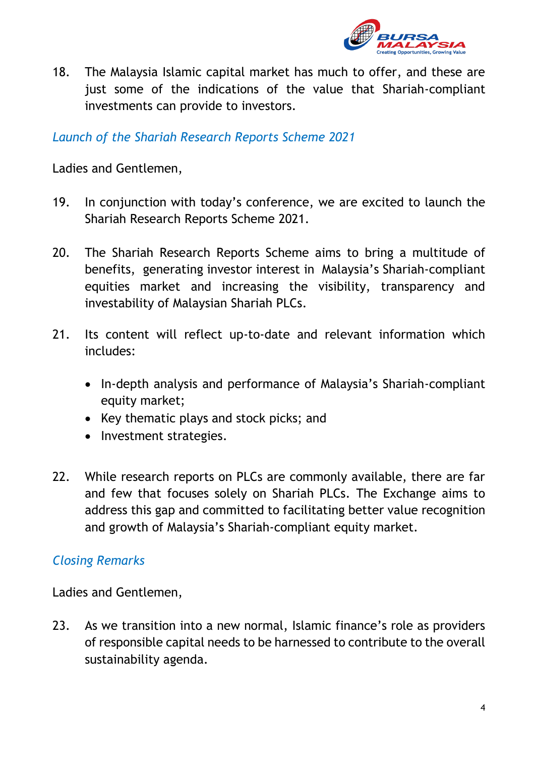18. The Malaysia Islamic capital market has much to offer, and these are just some of the indications of the value that Shariah-compliant investments can provide to investors.

*Launch of the Shariah Research Reports Scheme 2021*

Ladies and Gentlemen,

19. In conjunction with today's conference, we are excited to launch the Shariah Research Reports Scheme 2021.

20. The Shariah Research Reports Scheme aims to bring a multitude of benefits, generating investor interest in Malaysia's Shariah-compliant equities market and increasing the visibility, transparency and investability of Malaysian Shariah PLCs.

21. Its content will reflect up-to-date and relevant information which includes:

    - In-depth analysis and performance of Malaysia's Shariah-compliant equity market;
    - Key thematic plays and stock picks; and
    - Investment strategies.

22. While research reports on PLCs are commonly available, there are far and few that focuses solely on Shariah PLCs. The Exchange aims to address this gap and committed to facilitating better value recognition and growth of Malaysia's Shariah-compliant equity market.

*Closing Remarks*

Ladies and Gentlemen,

23. As we transition into a new normal, Islamic finance's role as providers of responsible capital needs to be harnessed to contribute to the overall sustainability agenda.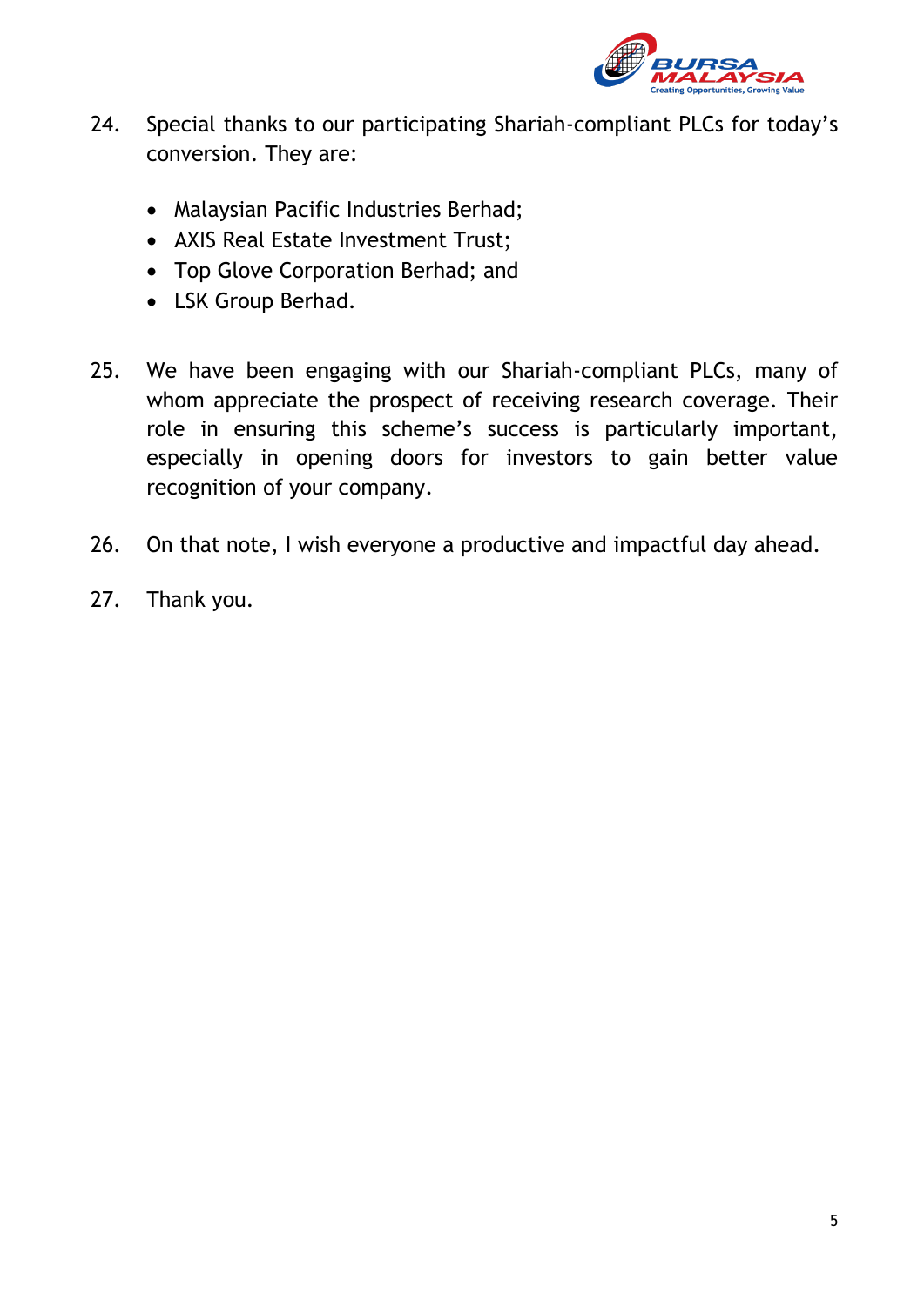24. Special thanks to our participating Shariah-compliant PLCs for today's conversion. They are:

    - Malaysian Pacific Industries Berhad;
    - AXIS Real Estate Investment Trust;
    - Top Glove Corporation Berhad; and
    - LSK Group Berhad.

25. We have been engaging with our Shariah-compliant PLCs, many of whom appreciate the prospect of receiving research coverage. Their role in ensuring this scheme's success is particularly important, especially in opening doors for investors to gain better value recognition of your company.

26. On that note, I wish everyone a productive and impactful day ahead.

27. Thank you.